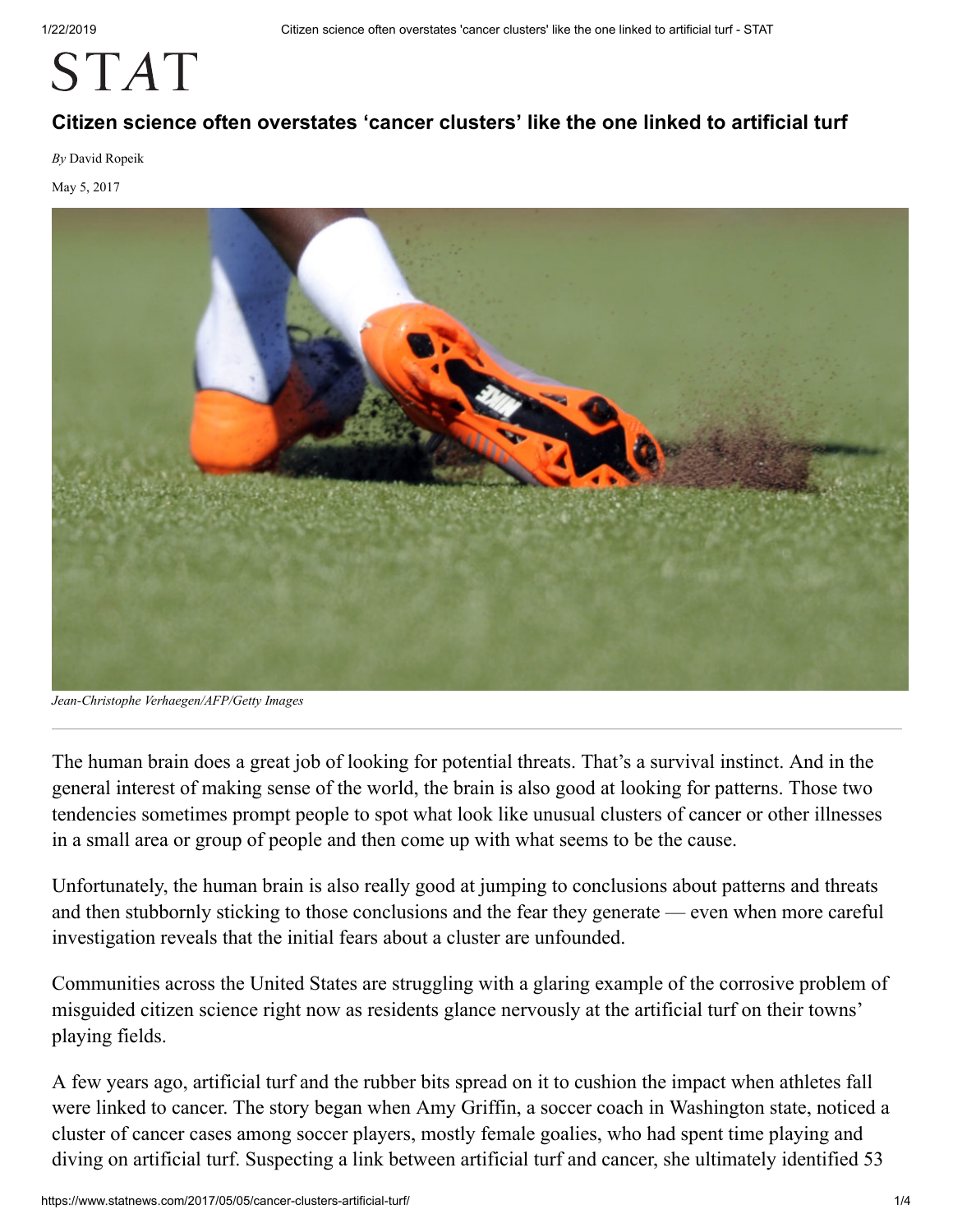STAT

# Citizen science often overstates 'cancer clusters' like the one linked to artificial turf

*By* David Ropeik

May 5, 2017

*Jean-Christophe Verhaegen/AFP/Getty Images*

The human brain does a great job of looking for potential threats. That's a survival instinct. And in the general interest of making sense of the world, the brain is also good at looking for patterns. Those two tendencies sometimes prompt people to spot what look like unusual clusters of cancer or other illnesses in a small area or group of people and then come up with what seems to be the cause.

Unfortunately, the human brain is also really good at jumping to conclusions about patterns and threats and then stubbornly sticking to those conclusions and the fear they generate — even when more careful investigation reveals that the initial fears about a cluster are unfounded.

Communities across the United States are struggling with a glaring example of the corrosive problem of misguided citizen science right now as residents glance nervously at the artificial turf on their towns' playing fields.

A few years ago, artificial turf and the rubber bits spread on it to cushion the impact when athletes fall were linked to cancer. The story began when Amy Griffin, a soccer coach in Washington state, noticed a cluster of cancer cases among soccer players, mostly female goalies, who had spent time playing and diving on artificial turf. Suspecting a link between artificial turf and cancer, she ultimately identified 53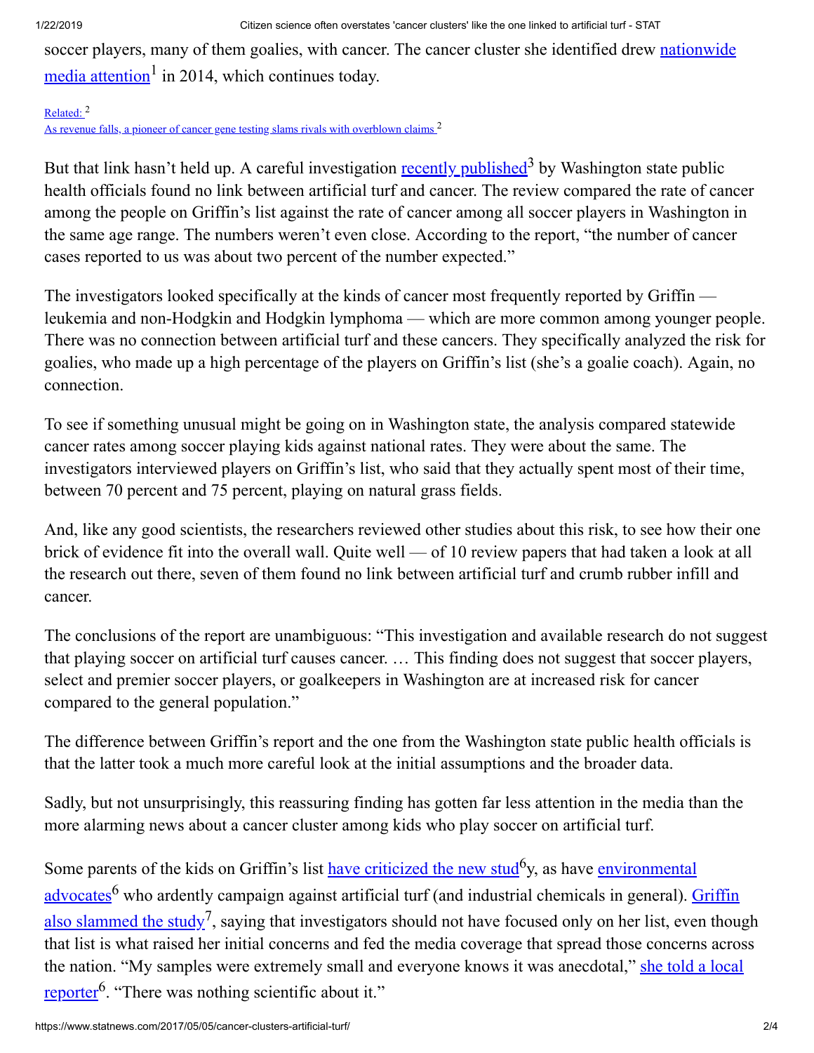soccer players, many of them goalies, with cancer. The cancer cluster she identified drew nationwide media attention[1] in 2014, which continues today.

Related: [2]
As revenue falls, a pioneer of cancer gene testing slams rivals with overblown claims [2]

But that link hasn't held up. A careful investigation recently published[3] by Washington state public health officials found no link between artificial turf and cancer. The review compared the rate of cancer among the people on Griffin's list against the rate of cancer among all soccer players in Washington in the same age range. The numbers weren't even close. According to the report, "the number of cancer cases reported to us was about two percent of the number expected."

The investigators looked specifically at the kinds of cancer most frequently reported by Griffin — leukemia and non-Hodgkin and Hodgkin lymphoma — which are more common among younger people. There was no connection between artificial turf and these cancers. They specifically analyzed the risk for goalies, who made up a high percentage of the players on Griffin's list (she's a goalie coach). Again, no connection.

To see if something unusual might be going on in Washington state, the analysis compared statewide cancer rates among soccer playing kids against national rates. They were about the same. The investigators interviewed players on Griffin's list, who said that they actually spent most of their time, between 70 percent and 75 percent, playing on natural grass fields.

And, like any good scientists, the researchers reviewed other studies about this risk, to see how their one brick of evidence fit into the overall wall. Quite well — of 10 review papers that had taken a look at all the research out there, seven of them found no link between artificial turf and crumb rubber infill and cancer.

The conclusions of the report are unambiguous: "This investigation and available research do not suggest that playing soccer on artificial turf causes cancer. … This finding does not suggest that soccer players, select and premier soccer players, or goalkeepers in Washington are at increased risk for cancer compared to the general population."

The difference between Griffin's report and the one from the Washington state public health officials is that the latter took a much more careful look at the initial assumptions and the broader data.

Sadly, but not unsurprisingly, this reassuring finding has gotten far less attention in the media than the more alarming news about a cancer cluster among kids who play soccer on artificial turf.

Some parents of the kids on Griffin's list have criticized the new stud[6]y, as have environmental advocates[6] who ardently campaign against artificial turf (and industrial chemicals in general). Griffin also slammed the study[7], saying that investigators should not have focused only on her list, even though that list is what raised her initial concerns and fed the media coverage that spread those concerns across the nation. "My samples were extremely small and everyone knows it was anecdotal," she told a local reporter[6]. "There was nothing scientific about it."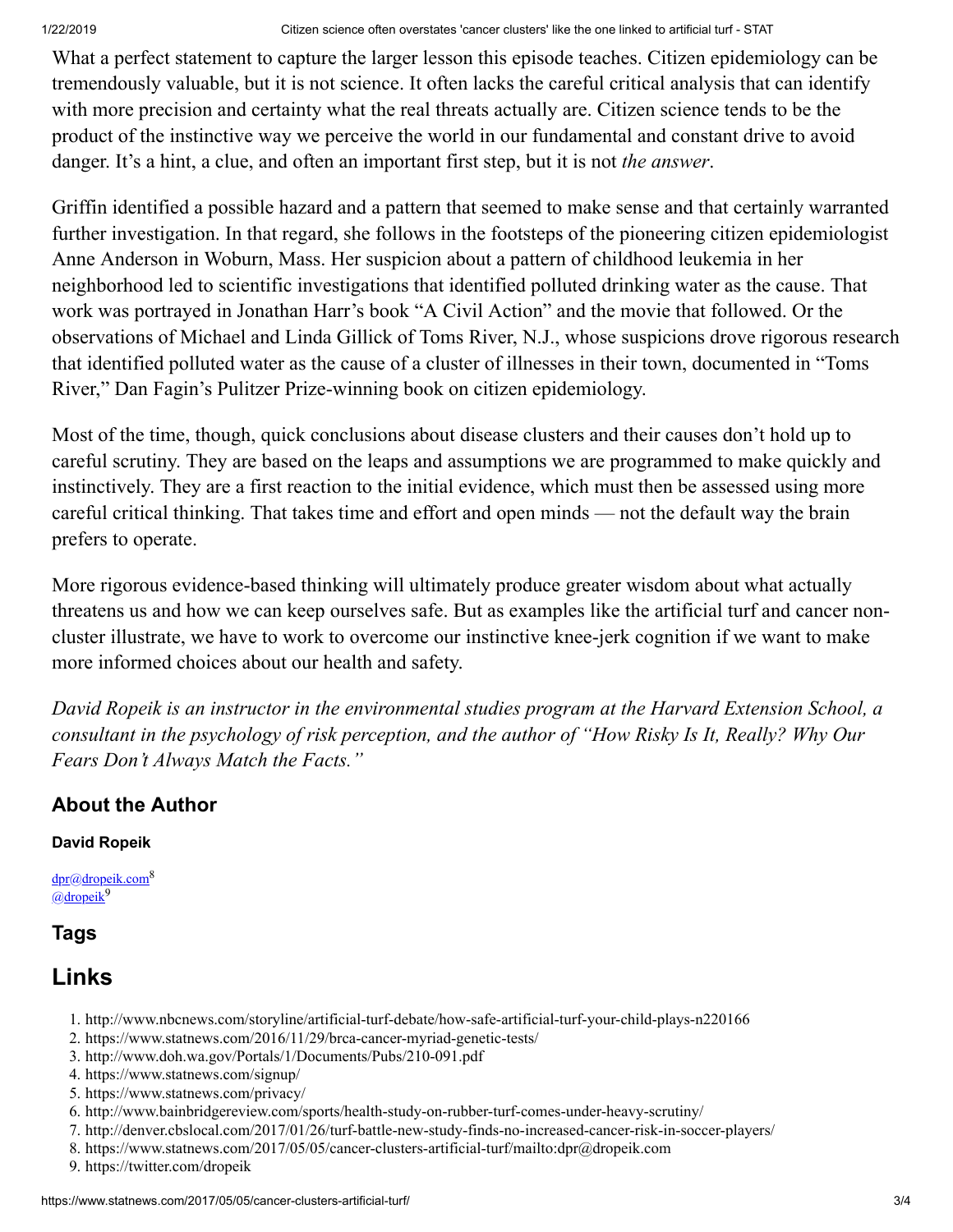What a perfect statement to capture the larger lesson this episode teaches. Citizen epidemiology can be tremendously valuable, but it is not science. It often lacks the careful critical analysis that can identify with more precision and certainty what the real threats actually are. Citizen science tends to be the product of the instinctive way we perceive the world in our fundamental and constant drive to avoid danger. It's a hint, a clue, and often an important first step, but it is not *the answer*.

Griffin identified a possible hazard and a pattern that seemed to make sense and that certainly warranted further investigation. In that regard, she follows in the footsteps of the pioneering citizen epidemiologist Anne Anderson in Woburn, Mass. Her suspicion about a pattern of childhood leukemia in her neighborhood led to scientific investigations that identified polluted drinking water as the cause. That work was portrayed in Jonathan Harr's book "A Civil Action" and the movie that followed. Or the observations of Michael and Linda Gillick of Toms River, N.J., whose suspicions drove rigorous research that identified polluted water as the cause of a cluster of illnesses in their town, documented in "Toms River," Dan Fagin's Pulitzer Prize-winning book on citizen epidemiology.

Most of the time, though, quick conclusions about disease clusters and their causes don't hold up to careful scrutiny. They are based on the leaps and assumptions we are programmed to make quickly and instinctively. They are a first reaction to the initial evidence, which must then be assessed using more careful critical thinking. That takes time and effort and open minds — not the default way the brain prefers to operate.

More rigorous evidence-based thinking will ultimately produce greater wisdom about what actually threatens us and how we can keep ourselves safe. But as examples like the artificial turf and cancer non-cluster illustrate, we have to work to overcome our instinctive knee-jerk cognition if we want to make more informed choices about our health and safety.

*David Ropeik is an instructor in the environmental studies program at the Harvard Extension School, a consultant in the psychology of risk perception, and the author of "How Risky Is It, Really? Why Our Fears Don't Always Match the Facts."*

### About the Author

**David Ropeik**

dpr@dropeik.com[8]
@dropeik[9]

### Tags

## Links

1. http://www.nbcnews.com/storyline/artificial-turf-debate/how-safe-artificial-turf-your-child-plays-n220166
2. https://www.statnews.com/2016/11/29/brca-cancer-myriad-genetic-tests/
3. http://www.doh.wa.gov/Portals/1/Documents/Pubs/210-091.pdf
4. https://www.statnews.com/signup/
5. https://www.statnews.com/privacy/
6. http://www.bainbridgereview.com/sports/health-study-on-rubber-turf-comes-under-heavy-scrutiny/
7. http://denver.cbslocal.com/2017/01/26/turf-battle-new-study-finds-no-increased-cancer-risk-in-soccer-players/
8. https://www.statnews.com/2017/05/05/cancer-clusters-artificial-turf/mailto:dpr@dropeik.com
9. https://twitter.com/dropeik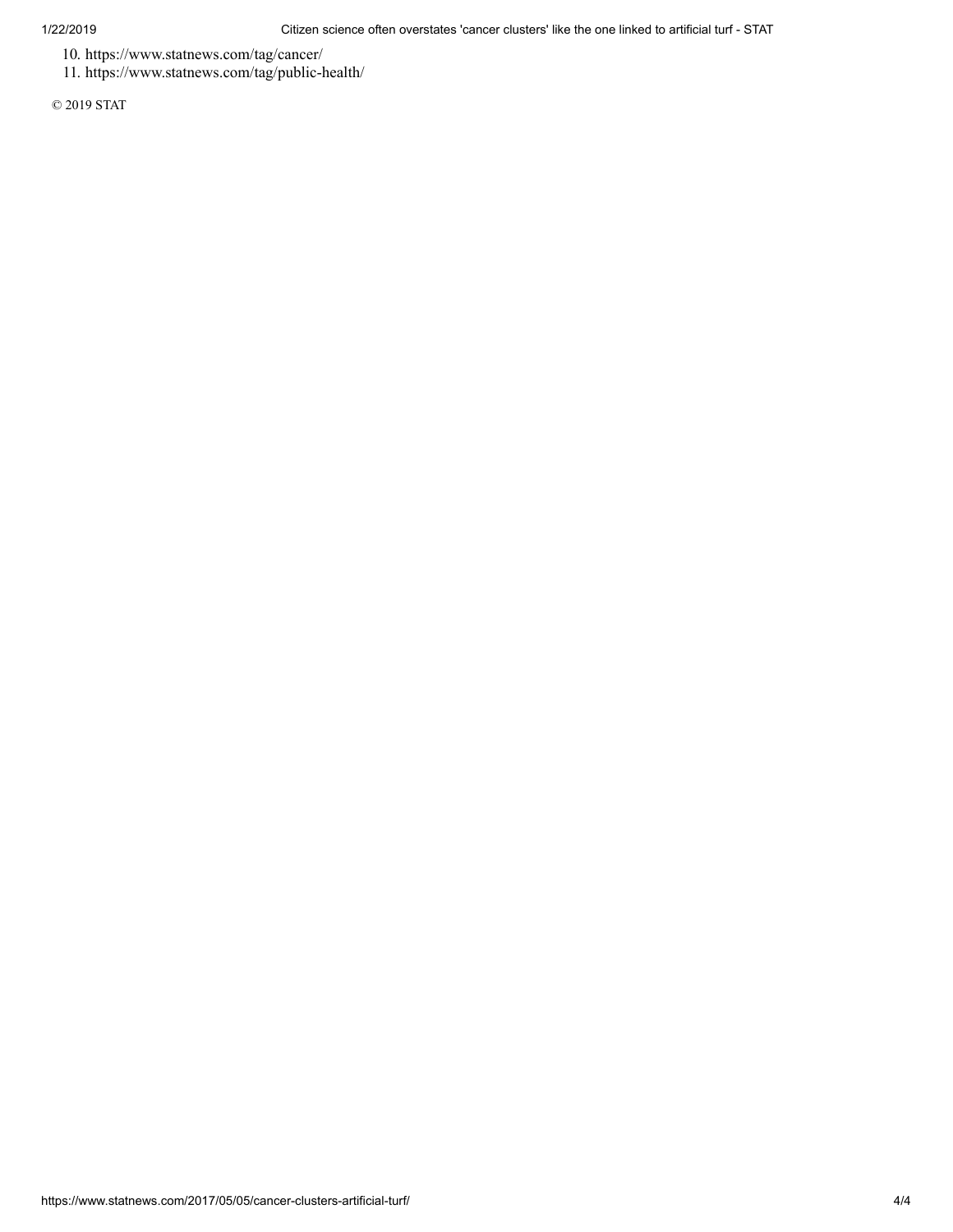10. https://www.statnews.com/tag/cancer/
11. https://www.statnews.com/tag/public-health/

© 2019 STAT